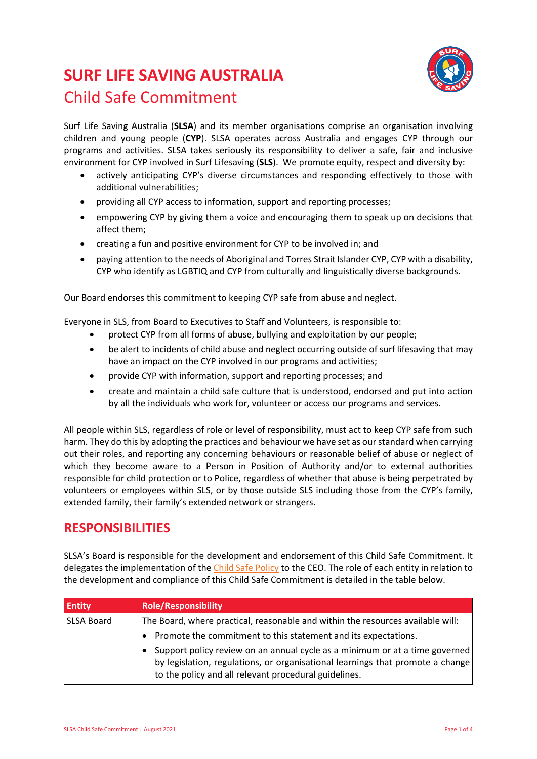# SURF LIFE SAVING AUSTRALIA

## Child Safe Commitment

Surf Life Saving Australia (**SLSA**) and its member organisations comprise an organisation involving children and young people (**CYP**). SLSA operates across Australia and engages CYP through our programs and activities. SLSA takes seriously its responsibility to deliver a safe, fair and inclusive environment for CYP involved in Surf Lifesaving (**SLS**). We promote equity, respect and diversity by:

- actively anticipating CYP's diverse circumstances and responding effectively to those with additional vulnerabilities;
- providing all CYP access to information, support and reporting processes;
- empowering CYP by giving them a voice and encouraging them to speak up on decisions that affect them;
- creating a fun and positive environment for CYP to be involved in; and
- paying attention to the needs of Aboriginal and Torres Strait Islander CYP, CYP with a disability, CYP who identify as LGBTIQ and CYP from culturally and linguistically diverse backgrounds.

Our Board endorses this commitment to keeping CYP safe from abuse and neglect.

Everyone in SLS, from Board to Executives to Staff and Volunteers, is responsible to:

- protect CYP from all forms of abuse, bullying and exploitation by our people;
- be alert to incidents of child abuse and neglect occurring outside of surf lifesaving that may have an impact on the CYP involved in our programs and activities;
- provide CYP with information, support and reporting processes; and
- create and maintain a child safe culture that is understood, endorsed and put into action by all the individuals who work for, volunteer or access our programs and services.

All people within SLS, regardless of role or level of responsibility, must act to keep CYP safe from such harm. They do this by adopting the practices and behaviour we have set as our standard when carrying out their roles, and reporting any concerning behaviours or reasonable belief of abuse or neglect of which they become aware to a Person in Position of Authority and/or to external authorities responsible for child protection or to Police, regardless of whether that abuse is being perpetrated by volunteers or employees within SLS, or by those outside SLS including those from the CYP's family, extended family, their family's extended network or strangers.

## RESPONSIBILITIES

SLSA's Board is responsible for the development and endorsement of this Child Safe Commitment. It delegates the implementation of the Child Safe Policy to the CEO. The role of each entity in relation to the development and compliance of this Child Safe Commitment is detailed in the table below.

| Entity | Role/Responsibility |
|---|---|
| SLSA Board | The Board, where practical, reasonable and within the resources available will:<br>• Promote the commitment to this statement and its expectations.<br>• Support policy review on an annual cycle as a minimum or at a time governed by legislation, regulations, or organisational learnings that promote a change to the policy and all relevant procedural guidelines. |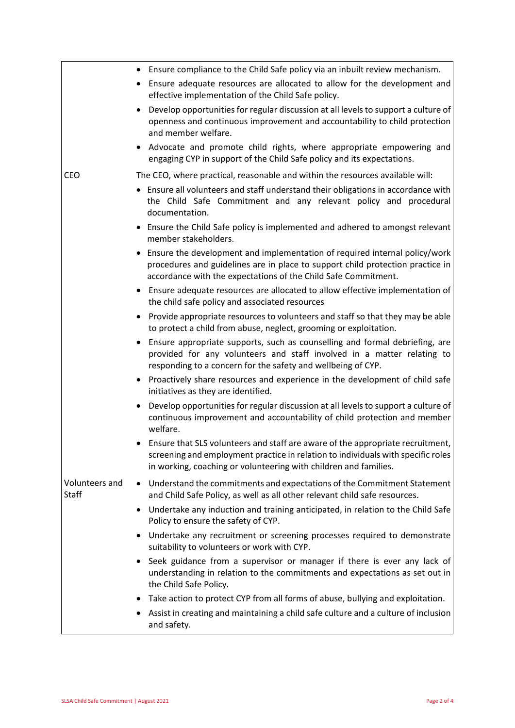| | |
|---|---|
| | • Ensure compliance to the Child Safe policy via an inbuilt review mechanism.<br>• Ensure adequate resources are allocated to allow for the development and effective implementation of the Child Safe policy.<br>• Develop opportunities for regular discussion at all levels to support a culture of openness and continuous improvement and accountability to child protection and member welfare.<br>• Advocate and promote child rights, where appropriate empowering and engaging CYP in support of the Child Safe policy and its expectations. |
| CEO | The CEO, where practical, reasonable and within the resources available will:<br>• Ensure all volunteers and staff understand their obligations in accordance with the Child Safe Commitment and any relevant policy and procedural documentation.<br>• Ensure the Child Safe policy is implemented and adhered to amongst relevant member stakeholders.<br>• Ensure the development and implementation of required internal policy/work procedures and guidelines are in place to support child protection practice in accordance with the expectations of the Child Safe Commitment.<br>• Ensure adequate resources are allocated to allow effective implementation of the child safe policy and associated resources<br>• Provide appropriate resources to volunteers and staff so that they may be able to protect a child from abuse, neglect, grooming or exploitation.<br>• Ensure appropriate supports, such as counselling and formal debriefing, are provided for any volunteers and staff involved in a matter relating to responding to a concern for the safety and wellbeing of CYP.<br>• Proactively share resources and experience in the development of child safe initiatives as they are identified.<br>• Develop opportunities for regular discussion at all levels to support a culture of continuous improvement and accountability of child protection and member welfare.<br>• Ensure that SLS volunteers and staff are aware of the appropriate recruitment, screening and employment practice in relation to individuals with specific roles in working, coaching or volunteering with children and families. |
| Volunteers and Staff | • Understand the commitments and expectations of the Commitment Statement and Child Safe Policy, as well as all other relevant child safe resources.<br>• Undertake any induction and training anticipated, in relation to the Child Safe Policy to ensure the safety of CYP.<br>• Undertake any recruitment or screening processes required to demonstrate suitability to volunteers or work with CYP.<br>• Seek guidance from a supervisor or manager if there is ever any lack of understanding in relation to the commitments and expectations as set out in the Child Safe Policy.<br>• Take action to protect CYP from all forms of abuse, bullying and exploitation.<br>• Assist in creating and maintaining a child safe culture and a culture of inclusion and safety. |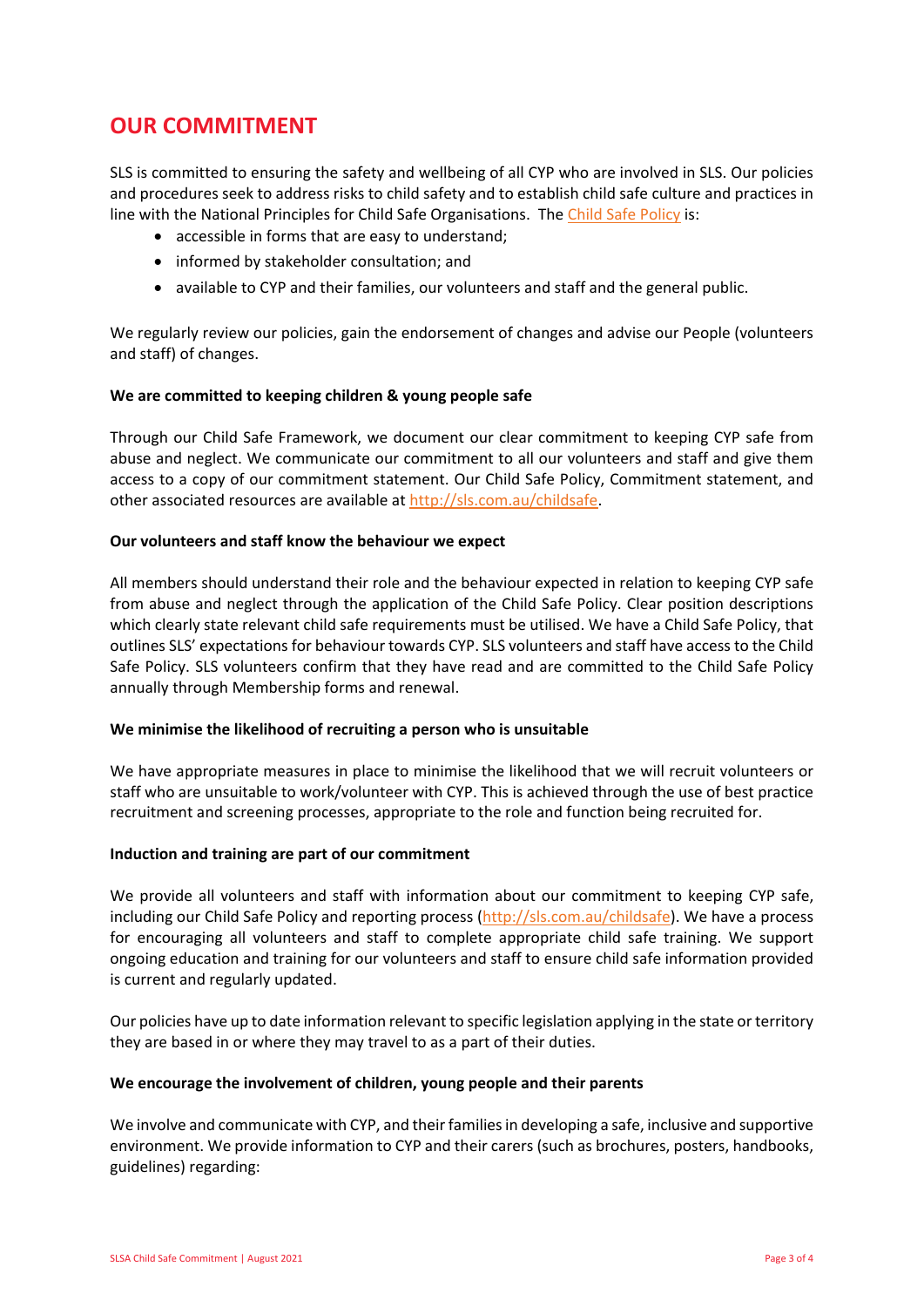# OUR COMMITMENT

SLS is committed to ensuring the safety and wellbeing of all CYP who are involved in SLS. Our policies and procedures seek to address risks to child safety and to establish child safe culture and practices in line with the National Principles for Child Safe Organisations. The Child Safe Policy is:

- accessible in forms that are easy to understand;
- informed by stakeholder consultation; and
- available to CYP and their families, our volunteers and staff and the general public.

We regularly review our policies, gain the endorsement of changes and advise our People (volunteers and staff) of changes.

**We are committed to keeping children & young people safe**

Through our Child Safe Framework, we document our clear commitment to keeping CYP safe from abuse and neglect. We communicate our commitment to all our volunteers and staff and give them access to a copy of our commitment statement. Our Child Safe Policy, Commitment statement, and other associated resources are available at http://sls.com.au/childsafe.

**Our volunteers and staff know the behaviour we expect**

All members should understand their role and the behaviour expected in relation to keeping CYP safe from abuse and neglect through the application of the Child Safe Policy. Clear position descriptions which clearly state relevant child safe requirements must be utilised. We have a Child Safe Policy, that outlines SLS' expectations for behaviour towards CYP. SLS volunteers and staff have access to the Child Safe Policy. SLS volunteers confirm that they have read and are committed to the Child Safe Policy annually through Membership forms and renewal.

**We minimise the likelihood of recruiting a person who is unsuitable**

We have appropriate measures in place to minimise the likelihood that we will recruit volunteers or staff who are unsuitable to work/volunteer with CYP. This is achieved through the use of best practice recruitment and screening processes, appropriate to the role and function being recruited for.

**Induction and training are part of our commitment**

We provide all volunteers and staff with information about our commitment to keeping CYP safe, including our Child Safe Policy and reporting process (http://sls.com.au/childsafe). We have a process for encouraging all volunteers and staff to complete appropriate child safe training. We support ongoing education and training for our volunteers and staff to ensure child safe information provided is current and regularly updated.

Our policies have up to date information relevant to specific legislation applying in the state or territory they are based in or where they may travel to as a part of their duties.

**We encourage the involvement of children, young people and their parents**

We involve and communicate with CYP, and their families in developing a safe, inclusive and supportive environment. We provide information to CYP and their carers (such as brochures, posters, handbooks, guidelines) regarding: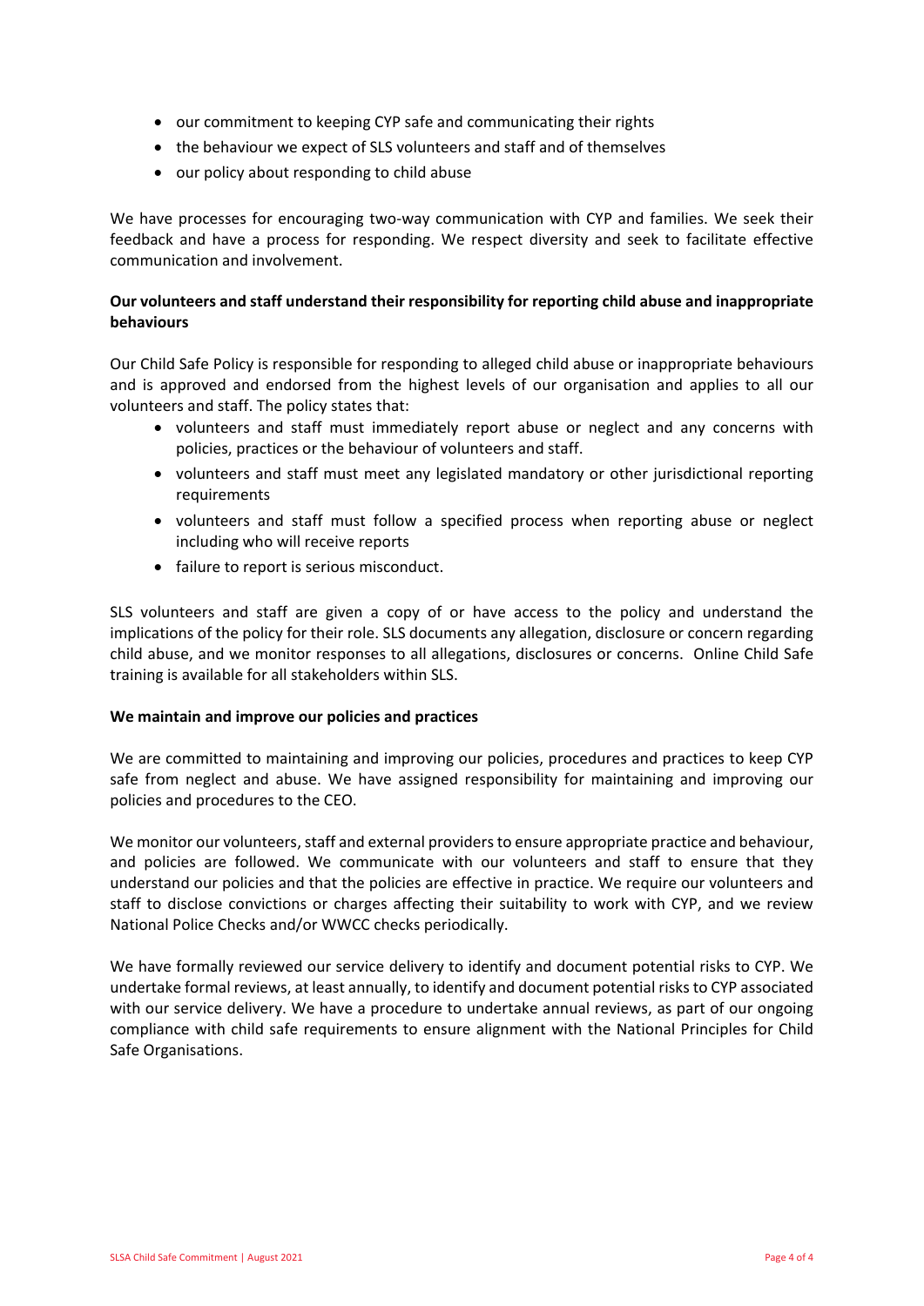- our commitment to keeping CYP safe and communicating their rights
- the behaviour we expect of SLS volunteers and staff and of themselves
- our policy about responding to child abuse

We have processes for encouraging two-way communication with CYP and families. We seek their feedback and have a process for responding. We respect diversity and seek to facilitate effective communication and involvement.

**Our volunteers and staff understand their responsibility for reporting child abuse and inappropriate behaviours**

Our Child Safe Policy is responsible for responding to alleged child abuse or inappropriate behaviours and is approved and endorsed from the highest levels of our organisation and applies to all our volunteers and staff. The policy states that:

- volunteers and staff must immediately report abuse or neglect and any concerns with policies, practices or the behaviour of volunteers and staff.
- volunteers and staff must meet any legislated mandatory or other jurisdictional reporting requirements
- volunteers and staff must follow a specified process when reporting abuse or neglect including who will receive reports
- failure to report is serious misconduct.

SLS volunteers and staff are given a copy of or have access to the policy and understand the implications of the policy for their role. SLS documents any allegation, disclosure or concern regarding child abuse, and we monitor responses to all allegations, disclosures or concerns. Online Child Safe training is available for all stakeholders within SLS.

**We maintain and improve our policies and practices**

We are committed to maintaining and improving our policies, procedures and practices to keep CYP safe from neglect and abuse. We have assigned responsibility for maintaining and improving our policies and procedures to the CEO.

We monitor our volunteers, staff and external providers to ensure appropriate practice and behaviour, and policies are followed. We communicate with our volunteers and staff to ensure that they understand our policies and that the policies are effective in practice. We require our volunteers and staff to disclose convictions or charges affecting their suitability to work with CYP, and we review National Police Checks and/or WWCC checks periodically.

We have formally reviewed our service delivery to identify and document potential risks to CYP. We undertake formal reviews, at least annually, to identify and document potential risks to CYP associated with our service delivery. We have a procedure to undertake annual reviews, as part of our ongoing compliance with child safe requirements to ensure alignment with the National Principles for Child Safe Organisations.